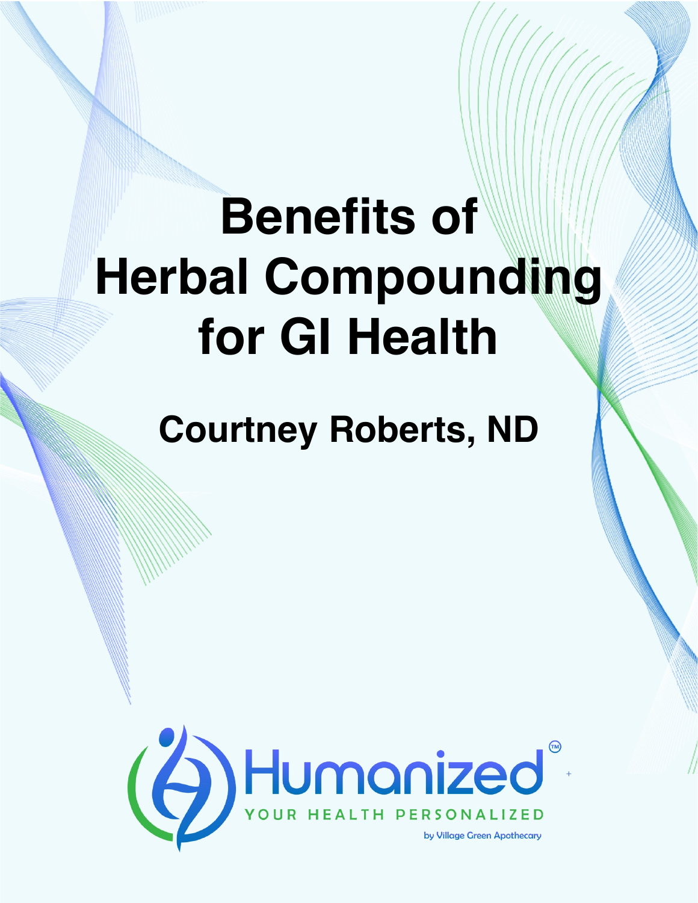# Benefits of Herbal Compounding for GI Health

## Courtney Roberts, ND

Humanized™

YOUR HEALTH PERSONALIZED

by Village Green Apothecary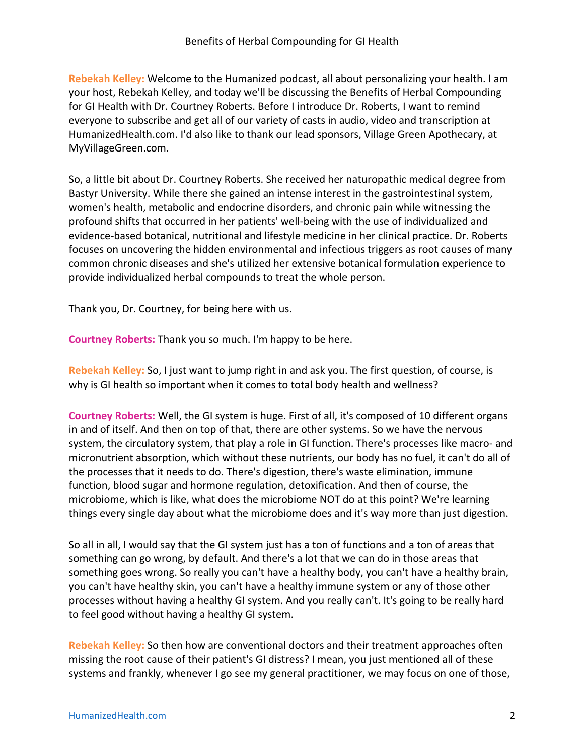**Rebekah Kelley:** Welcome to the Humanized podcast, all about personalizing your health. I am your host, Rebekah Kelley, and today we'll be discussing the Benefits of Herbal Compounding for GI Health with Dr. Courtney Roberts. Before I introduce Dr. Roberts, I want to remind everyone to subscribe and get all of our variety of casts in audio, video and transcription at HumanizedHealth.com. I'd also like to thank our lead sponsors, Village Green Apothecary, at MyVillageGreen.com.

So, a little bit about Dr. Courtney Roberts. She received her naturopathic medical degree from Bastyr University. While there she gained an intense interest in the gastrointestinal system, women's health, metabolic and endocrine disorders, and chronic pain while witnessing the profound shifts that occurred in her patients' well-being with the use of individualized and evidence-based botanical, nutritional and lifestyle medicine in her clinical practice. Dr. Roberts focuses on uncovering the hidden environmental and infectious triggers as root causes of many common chronic diseases and she's utilized her extensive botanical formulation experience to provide individualized herbal compounds to treat the whole person.

Thank you, Dr. Courtney, for being here with us.

**Courtney Roberts:** Thank you so much. I'm happy to be here.

**Rebekah Kelley:** So, I just want to jump right in and ask you. The first question, of course, is why is GI health so important when it comes to total body health and wellness?

**Courtney Roberts:** Well, the GI system is huge. First of all, it's composed of 10 different organs in and of itself. And then on top of that, there are other systems. So we have the nervous system, the circulatory system, that play a role in GI function. There's processes like macro- and micronutrient absorption, which without these nutrients, our body has no fuel, it can't do all of the processes that it needs to do. There's digestion, there's waste elimination, immune function, blood sugar and hormone regulation, detoxification. And then of course, the microbiome, which is like, what does the microbiome NOT do at this point? We're learning things every single day about what the microbiome does and it's way more than just digestion.

So all in all, I would say that the GI system just has a ton of functions and a ton of areas that something can go wrong, by default. And there's a lot that we can do in those areas that something goes wrong. So really you can't have a healthy body, you can't have a healthy brain, you can't have healthy skin, you can't have a healthy immune system or any of those other processes without having a healthy GI system. And you really can't. It's going to be really hard to feel good without having a healthy GI system.

**Rebekah Kelley:** So then how are conventional doctors and their treatment approaches often missing the root cause of their patient's GI distress? I mean, you just mentioned all of these systems and frankly, whenever I go see my general practitioner, we may focus on one of those,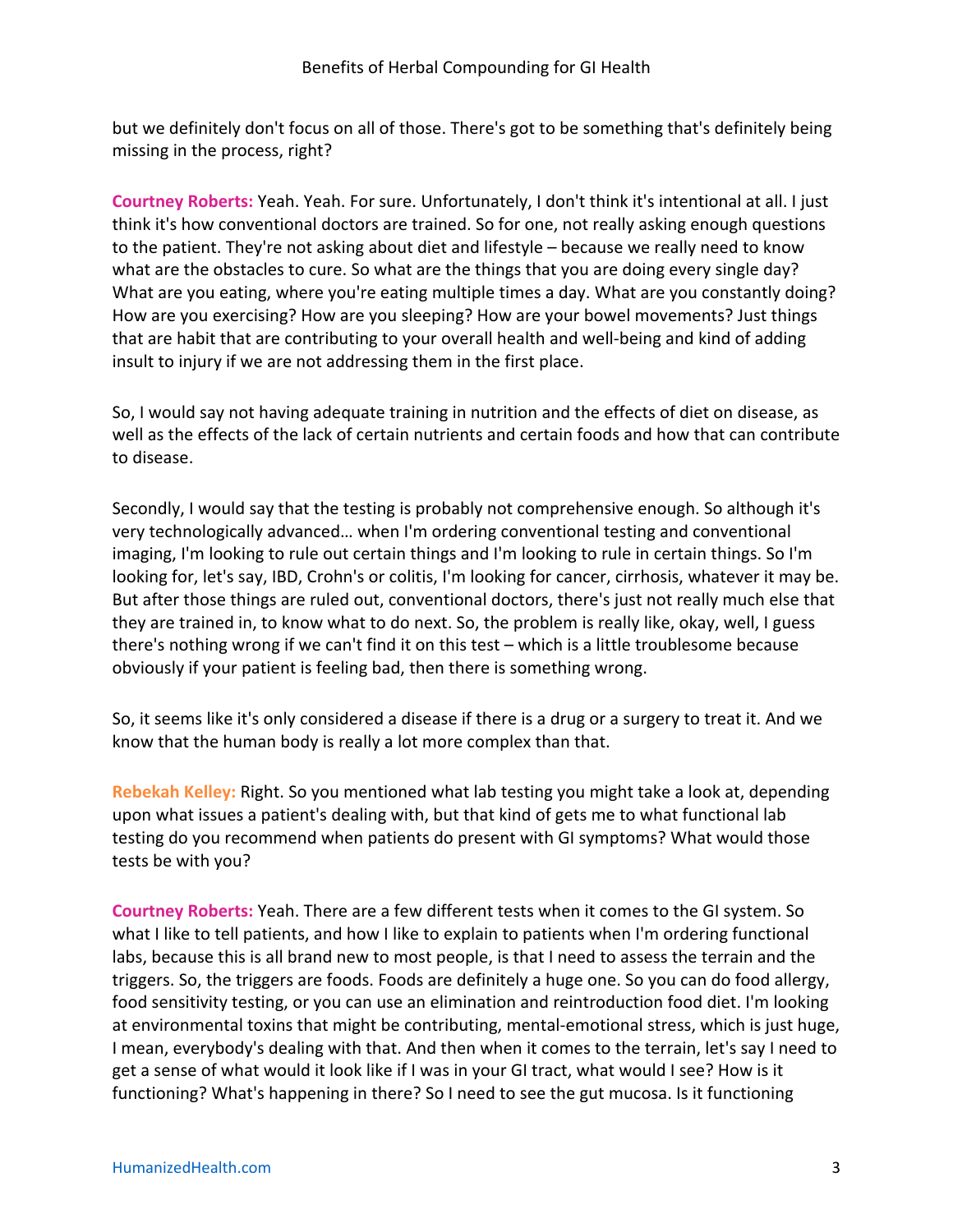but we definitely don't focus on all of those. There's got to be something that's definitely being missing in the process, right?

**Courtney Roberts:** Yeah. Yeah. For sure. Unfortunately, I don't think it's intentional at all. I just think it's how conventional doctors are trained. So for one, not really asking enough questions to the patient. They're not asking about diet and lifestyle – because we really need to know what are the obstacles to cure. So what are the things that you are doing every single day? What are you eating, where you're eating multiple times a day. What are you constantly doing? How are you exercising? How are you sleeping? How are your bowel movements? Just things that are habit that are contributing to your overall health and well-being and kind of adding insult to injury if we are not addressing them in the first place.

So, I would say not having adequate training in nutrition and the effects of diet on disease, as well as the effects of the lack of certain nutrients and certain foods and how that can contribute to disease.

Secondly, I would say that the testing is probably not comprehensive enough. So although it's very technologically advanced… when I'm ordering conventional testing and conventional imaging, I'm looking to rule out certain things and I'm looking to rule in certain things. So I'm looking for, let's say, IBD, Crohn's or colitis, I'm looking for cancer, cirrhosis, whatever it may be. But after those things are ruled out, conventional doctors, there's just not really much else that they are trained in, to know what to do next. So, the problem is really like, okay, well, I guess there's nothing wrong if we can't find it on this test – which is a little troublesome because obviously if your patient is feeling bad, then there is something wrong.

So, it seems like it's only considered a disease if there is a drug or a surgery to treat it. And we know that the human body is really a lot more complex than that.

**Rebekah Kelley:** Right. So you mentioned what lab testing you might take a look at, depending upon what issues a patient's dealing with, but that kind of gets me to what functional lab testing do you recommend when patients do present with GI symptoms? What would those tests be with you?

**Courtney Roberts:** Yeah. There are a few different tests when it comes to the GI system. So what I like to tell patients, and how I like to explain to patients when I'm ordering functional labs, because this is all brand new to most people, is that I need to assess the terrain and the triggers. So, the triggers are foods. Foods are definitely a huge one. So you can do food allergy, food sensitivity testing, or you can use an elimination and reintroduction food diet. I'm looking at environmental toxins that might be contributing, mental-emotional stress, which is just huge, I mean, everybody's dealing with that. And then when it comes to the terrain, let's say I need to get a sense of what would it look like if I was in your GI tract, what would I see? How is it functioning? What's happening in there? So I need to see the gut mucosa. Is it functioning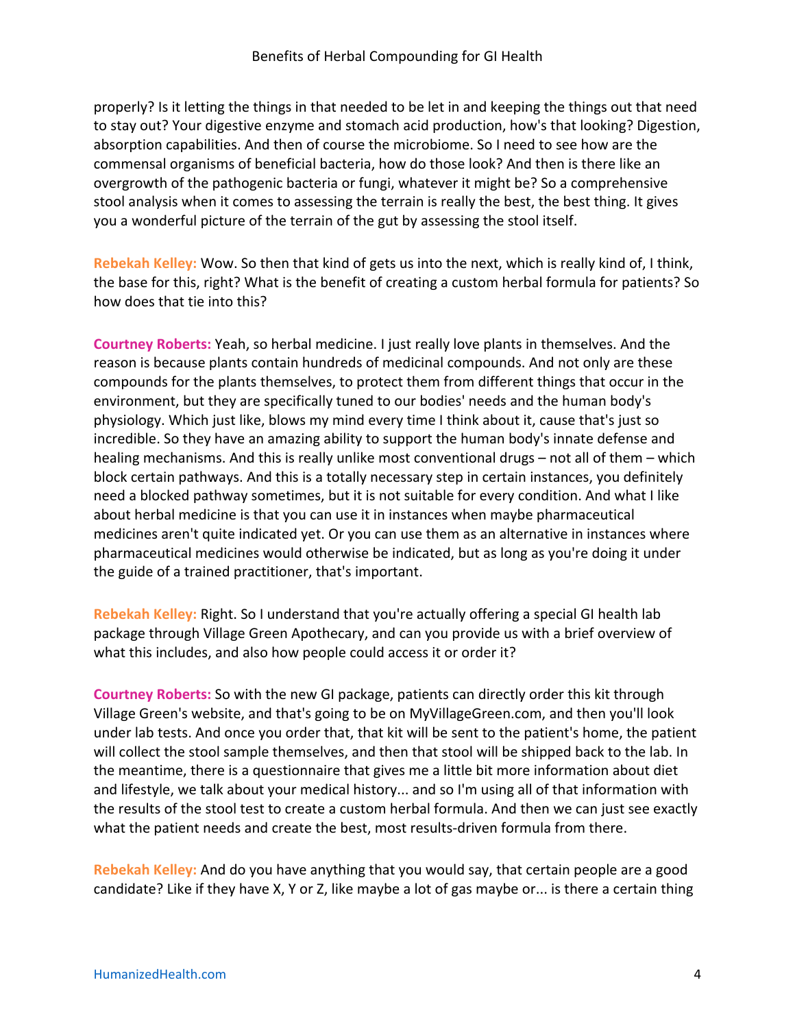properly? Is it letting the things in that needed to be let in and keeping the things out that need to stay out? Your digestive enzyme and stomach acid production, how's that looking? Digestion, absorption capabilities. And then of course the microbiome. So I need to see how are the commensal organisms of beneficial bacteria, how do those look? And then is there like an overgrowth of the pathogenic bacteria or fungi, whatever it might be? So a comprehensive stool analysis when it comes to assessing the terrain is really the best, the best thing. It gives you a wonderful picture of the terrain of the gut by assessing the stool itself.

**Rebekah Kelley:** Wow. So then that kind of gets us into the next, which is really kind of, I think, the base for this, right? What is the benefit of creating a custom herbal formula for patients? So how does that tie into this?

**Courtney Roberts:** Yeah, so herbal medicine. I just really love plants in themselves. And the reason is because plants contain hundreds of medicinal compounds. And not only are these compounds for the plants themselves, to protect them from different things that occur in the environment, but they are specifically tuned to our bodies' needs and the human body's physiology. Which just like, blows my mind every time I think about it, cause that's just so incredible. So they have an amazing ability to support the human body's innate defense and healing mechanisms. And this is really unlike most conventional drugs – not all of them – which block certain pathways. And this is a totally necessary step in certain instances, you definitely need a blocked pathway sometimes, but it is not suitable for every condition. And what I like about herbal medicine is that you can use it in instances when maybe pharmaceutical medicines aren't quite indicated yet. Or you can use them as an alternative in instances where pharmaceutical medicines would otherwise be indicated, but as long as you're doing it under the guide of a trained practitioner, that's important.

**Rebekah Kelley:** Right. So I understand that you're actually offering a special GI health lab package through Village Green Apothecary, and can you provide us with a brief overview of what this includes, and also how people could access it or order it?

**Courtney Roberts:** So with the new GI package, patients can directly order this kit through Village Green's website, and that's going to be on MyVillageGreen.com, and then you'll look under lab tests. And once you order that, that kit will be sent to the patient's home, the patient will collect the stool sample themselves, and then that stool will be shipped back to the lab. In the meantime, there is a questionnaire that gives me a little bit more information about diet and lifestyle, we talk about your medical history... and so I'm using all of that information with the results of the stool test to create a custom herbal formula. And then we can just see exactly what the patient needs and create the best, most results-driven formula from there.

**Rebekah Kelley:** And do you have anything that you would say, that certain people are a good candidate? Like if they have X, Y or Z, like maybe a lot of gas maybe or... is there a certain thing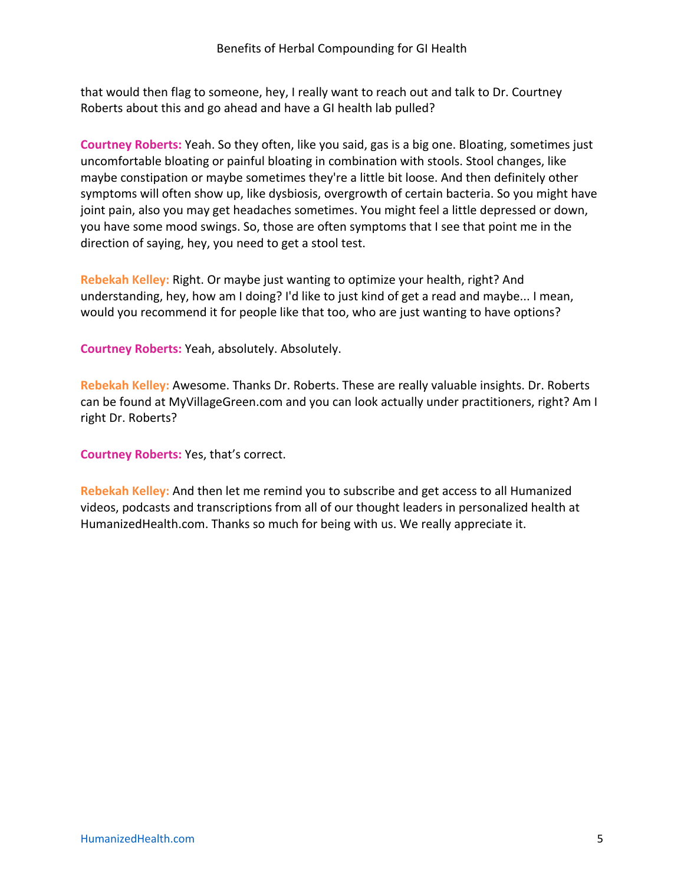that would then flag to someone, hey, I really want to reach out and talk to Dr. Courtney Roberts about this and go ahead and have a GI health lab pulled?

**Courtney Roberts:** Yeah. So they often, like you said, gas is a big one. Bloating, sometimes just uncomfortable bloating or painful bloating in combination with stools. Stool changes, like maybe constipation or maybe sometimes they're a little bit loose. And then definitely other symptoms will often show up, like dysbiosis, overgrowth of certain bacteria. So you might have joint pain, also you may get headaches sometimes. You might feel a little depressed or down, you have some mood swings. So, those are often symptoms that I see that point me in the direction of saying, hey, you need to get a stool test.

**Rebekah Kelley:** Right. Or maybe just wanting to optimize your health, right? And understanding, hey, how am I doing? I'd like to just kind of get a read and maybe... I mean, would you recommend it for people like that too, who are just wanting to have options?

**Courtney Roberts:** Yeah, absolutely. Absolutely.

**Rebekah Kelley:** Awesome. Thanks Dr. Roberts. These are really valuable insights. Dr. Roberts can be found at MyVillageGreen.com and you can look actually under practitioners, right? Am I right Dr. Roberts?

**Courtney Roberts:** Yes, that's correct.

**Rebekah Kelley:** And then let me remind you to subscribe and get access to all Humanized videos, podcasts and transcriptions from all of our thought leaders in personalized health at HumanizedHealth.com. Thanks so much for being with us. We really appreciate it.